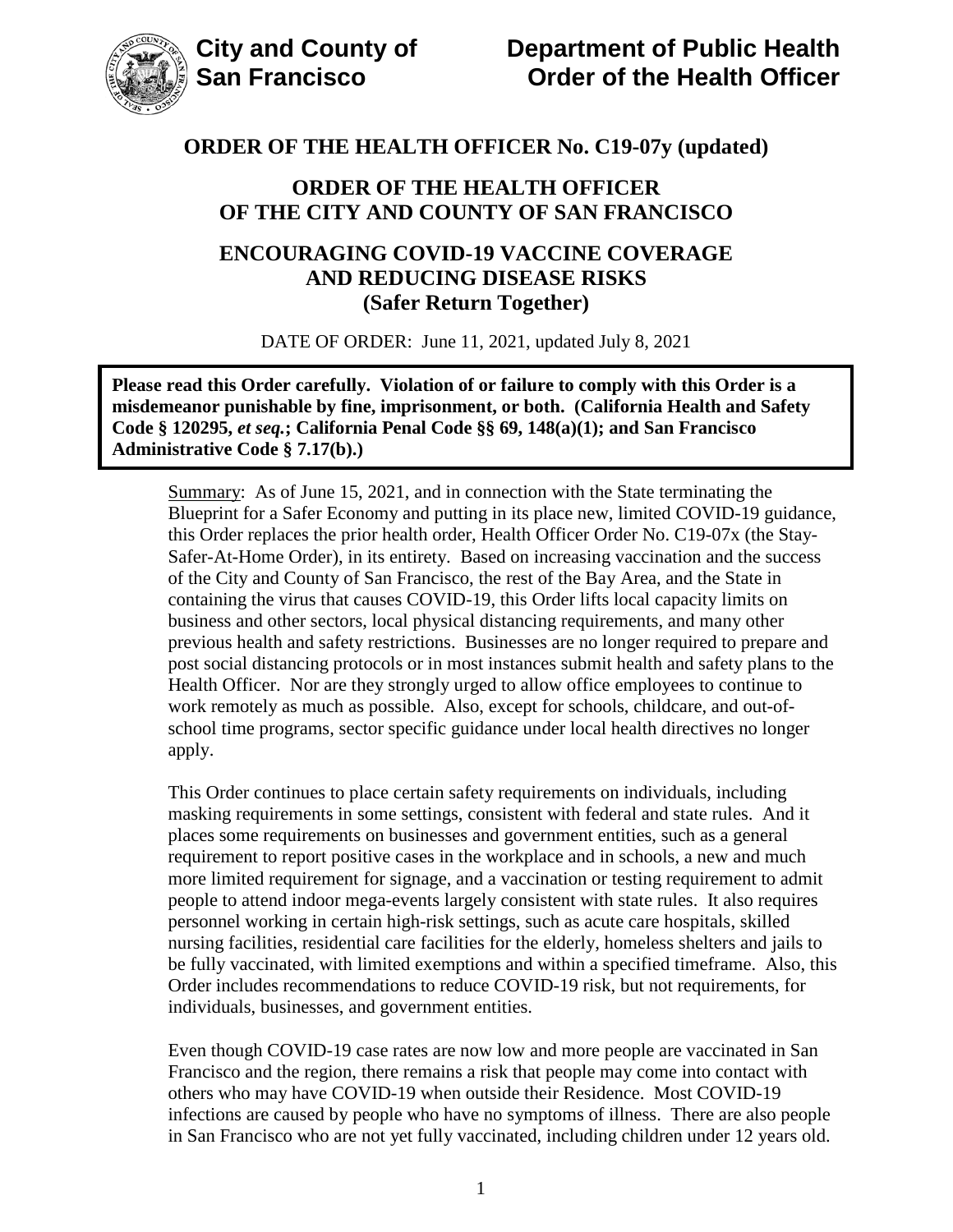**City and County of San Francisco**

**Department of Public Health Order of the Health Officer**

# ORDER OF THE HEALTH OFFICER No. C19-07y (updated)

## ORDER OF THE HEALTH OFFICER OF THE CITY AND COUNTY OF SAN FRANCISCO

## ENCOURAGING COVID-19 VACCINE COVERAGE AND REDUCING DISEASE RISKS (Safer Return Together)

DATE OF ORDER: June 11, 2021, updated July 8, 2021

**Please read this Order carefully. Violation of or failure to comply with this Order is a misdemeanor punishable by fine, imprisonment, or both. (California Health and Safety Code § 120295, *et seq.*; California Penal Code §§ 69, 148(a)(1); and San Francisco Administrative Code § 7.17(b).)**

Summary: As of June 15, 2021, and in connection with the State terminating the Blueprint for a Safer Economy and putting in its place new, limited COVID-19 guidance, this Order replaces the prior health order, Health Officer Order No. C19-07x (the Stay-Safer-At-Home Order), in its entirety. Based on increasing vaccination and the success of the City and County of San Francisco, the rest of the Bay Area, and the State in containing the virus that causes COVID-19, this Order lifts local capacity limits on business and other sectors, local physical distancing requirements, and many other previous health and safety restrictions. Businesses are no longer required to prepare and post social distancing protocols or in most instances submit health and safety plans to the Health Officer. Nor are they strongly urged to allow office employees to continue to work remotely as much as possible. Also, except for schools, childcare, and out-of-school time programs, sector specific guidance under local health directives no longer apply.

This Order continues to place certain safety requirements on individuals, including masking requirements in some settings, consistent with federal and state rules. And it places some requirements on businesses and government entities, such as a general requirement to report positive cases in the workplace and in schools, a new and much more limited requirement for signage, and a vaccination or testing requirement to admit people to attend indoor mega-events largely consistent with state rules. It also requires personnel working in certain high-risk settings, such as acute care hospitals, skilled nursing facilities, residential care facilities for the elderly, homeless shelters and jails to be fully vaccinated, with limited exemptions and within a specified timeframe. Also, this Order includes recommendations to reduce COVID-19 risk, but not requirements, for individuals, businesses, and government entities.

Even though COVID-19 case rates are now low and more people are vaccinated in San Francisco and the region, there remains a risk that people may come into contact with others who may have COVID-19 when outside their Residence. Most COVID-19 infections are caused by people who have no symptoms of illness. There are also people in San Francisco who are not yet fully vaccinated, including children under 12 years old.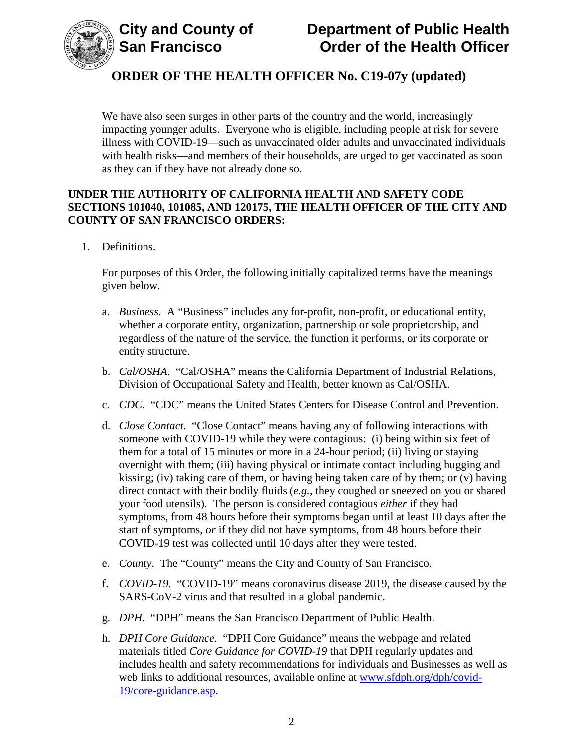We have also seen surges in other parts of the country and the world, increasingly impacting younger adults. Everyone who is eligible, including people at risk for severe illness with COVID-19—such as unvaccinated older adults and unvaccinated individuals with health risks—and members of their households, are urged to get vaccinated as soon as they can if they have not already done so.

**UNDER THE AUTHORITY OF CALIFORNIA HEALTH AND SAFETY CODE SECTIONS 101040, 101085, AND 120175, THE HEALTH OFFICER OF THE CITY AND COUNTY OF SAN FRANCISCO ORDERS:**

1. Definitions.

   For purposes of this Order, the following initially capitalized terms have the meanings given below.

   a. *Business*. A "Business" includes any for-profit, non-profit, or educational entity, whether a corporate entity, organization, partnership or sole proprietorship, and regardless of the nature of the service, the function it performs, or its corporate or entity structure.

   b. *Cal/OSHA*. "Cal/OSHA" means the California Department of Industrial Relations, Division of Occupational Safety and Health, better known as Cal/OSHA.

   c. *CDC*. "CDC" means the United States Centers for Disease Control and Prevention.

   d. *Close Contact*. "Close Contact" means having any of following interactions with someone with COVID-19 while they were contagious: (i) being within six feet of them for a total of 15 minutes or more in a 24-hour period; (ii) living or staying overnight with them; (iii) having physical or intimate contact including hugging and kissing; (iv) taking care of them, or having being taken care of by them; or (v) having direct contact with their bodily fluids (*e.g.*, they coughed or sneezed on you or shared your food utensils). The person is considered contagious *either* if they had symptoms, from 48 hours before their symptoms began until at least 10 days after the start of symptoms, *or* if they did not have symptoms, from 48 hours before their COVID-19 test was collected until 10 days after they were tested.

   e. *County*. The "County" means the City and County of San Francisco.

   f. *COVID-19*. "COVID-19" means coronavirus disease 2019, the disease caused by the SARS-CoV-2 virus and that resulted in a global pandemic.

   g. *DPH*. "DPH" means the San Francisco Department of Public Health.

   h. *DPH Core Guidance*. "DPH Core Guidance" means the webpage and related materials titled *Core Guidance for COVID-19* that DPH regularly updates and includes health and safety recommendations for individuals and Businesses as well as web links to additional resources, available online at [www.sfdph.org/dph/covid-19/core-guidance.asp](www.sfdph.org/dph/covid-19/core-guidance.asp).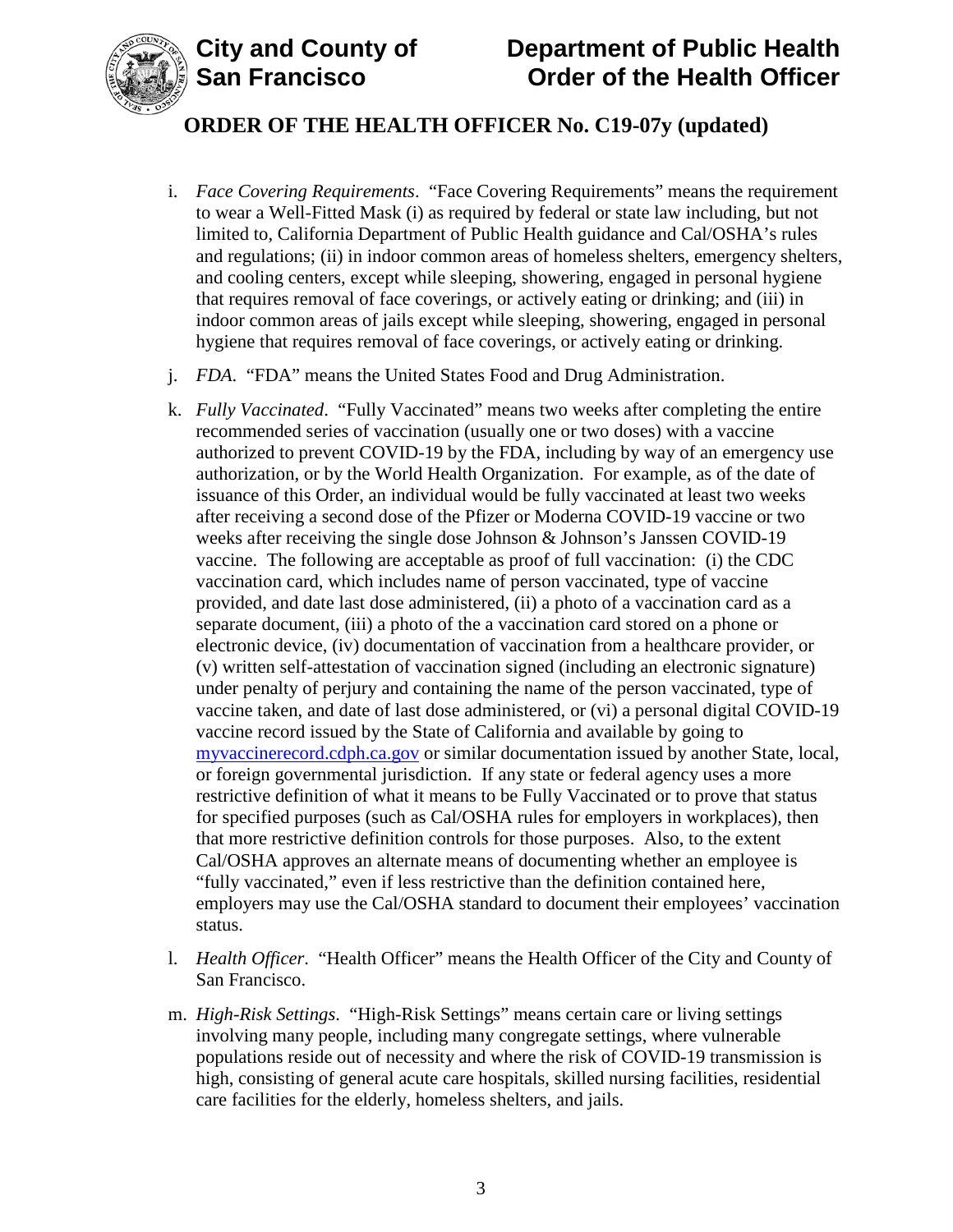i. *Face Covering Requirements*. "Face Covering Requirements" means the requirement to wear a Well-Fitted Mask (i) as required by federal or state law including, but not limited to, California Department of Public Health guidance and Cal/OSHA's rules and regulations; (ii) in indoor common areas of homeless shelters, emergency shelters, and cooling centers, except while sleeping, showering, engaged in personal hygiene that requires removal of face coverings, or actively eating or drinking; and (iii) in indoor common areas of jails except while sleeping, showering, engaged in personal hygiene that requires removal of face coverings, or actively eating or drinking.

j. *FDA*. "FDA" means the United States Food and Drug Administration.

k. *Fully Vaccinated*. "Fully Vaccinated" means two weeks after completing the entire recommended series of vaccination (usually one or two doses) with a vaccine authorized to prevent COVID-19 by the FDA, including by way of an emergency use authorization, or by the World Health Organization. For example, as of the date of issuance of this Order, an individual would be fully vaccinated at least two weeks after receiving a second dose of the Pfizer or Moderna COVID-19 vaccine or two weeks after receiving the single dose Johnson & Johnson's Janssen COVID-19 vaccine. The following are acceptable as proof of full vaccination: (i) the CDC vaccination card, which includes name of person vaccinated, type of vaccine provided, and date last dose administered, (ii) a photo of a vaccination card as a separate document, (iii) a photo of the a vaccination card stored on a phone or electronic device, (iv) documentation of vaccination from a healthcare provider, or (v) written self-attestation of vaccination signed (including an electronic signature) under penalty of perjury and containing the name of the person vaccinated, type of vaccine taken, and date of last dose administered, or (vi) a personal digital COVID-19 vaccine record issued by the State of California and available by going to [myvaccinerecord.cdph.ca.gov](https://myvaccinerecord.cdph.ca.gov) or similar documentation issued by another State, local, or foreign governmental jurisdiction. If any state or federal agency uses a more restrictive definition of what it means to be Fully Vaccinated or to prove that status for specified purposes (such as Cal/OSHA rules for employers in workplaces), then that more restrictive definition controls for those purposes. Also, to the extent Cal/OSHA approves an alternate means of documenting whether an employee is "fully vaccinated," even if less restrictive than the definition contained here, employers may use the Cal/OSHA standard to document their employees' vaccination status.

l. *Health Officer*. "Health Officer" means the Health Officer of the City and County of San Francisco.

m. *High-Risk Settings*. "High-Risk Settings" means certain care or living settings involving many people, including many congregate settings, where vulnerable populations reside out of necessity and where the risk of COVID-19 transmission is high, consisting of general acute care hospitals, skilled nursing facilities, residential care facilities for the elderly, homeless shelters, and jails.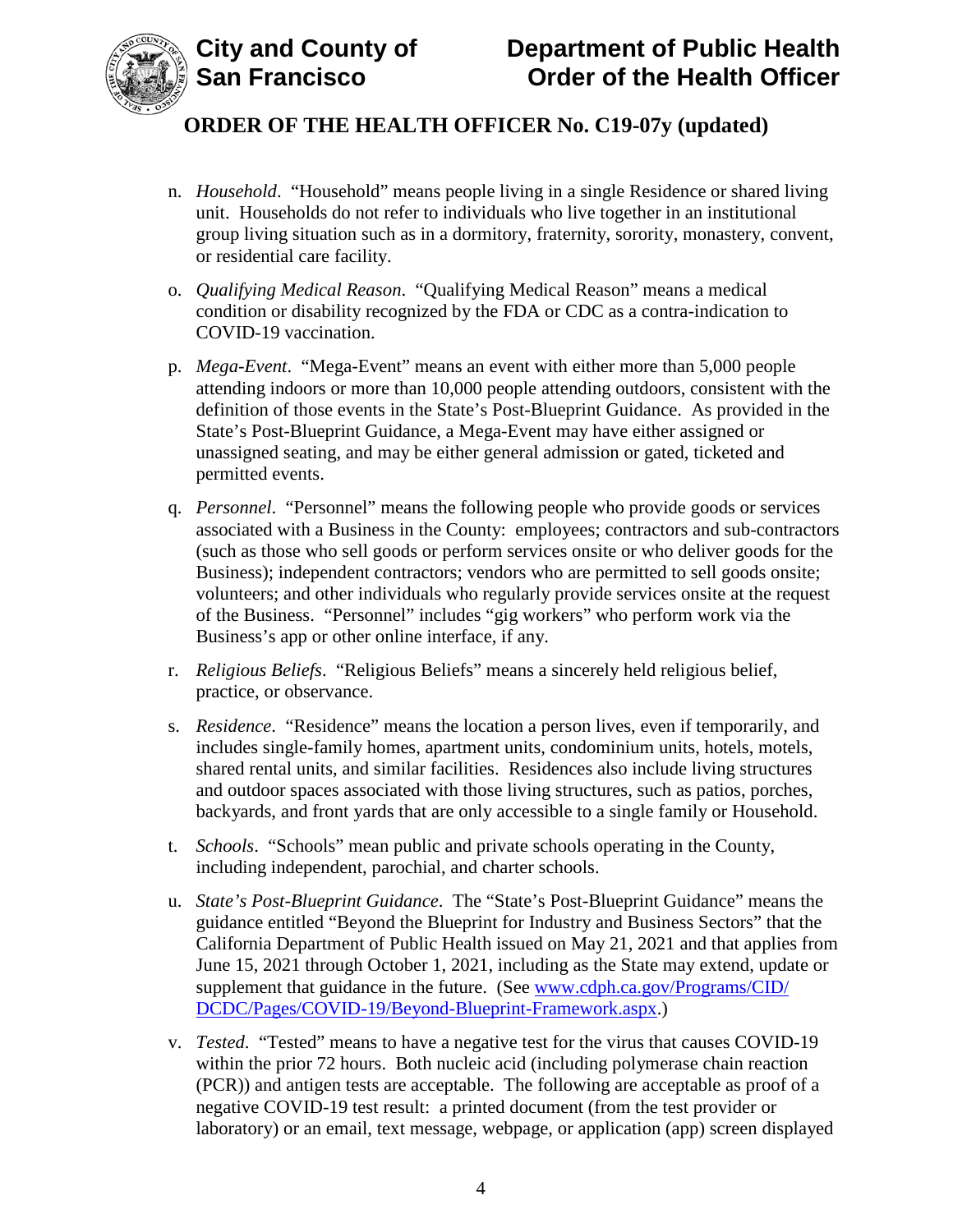n. *Household*. "Household" means people living in a single Residence or shared living unit. Households do not refer to individuals who live together in an institutional group living situation such as in a dormitory, fraternity, sorority, monastery, convent, or residential care facility.

o. *Qualifying Medical Reason.* "Qualifying Medical Reason" means a medical condition or disability recognized by the FDA or CDC as a contra-indication to COVID-19 vaccination.

p. *Mega-Event*. "Mega-Event" means an event with either more than 5,000 people attending indoors or more than 10,000 people attending outdoors, consistent with the definition of those events in the State's Post-Blueprint Guidance. As provided in the State's Post-Blueprint Guidance, a Mega-Event may have either assigned or unassigned seating, and may be either general admission or gated, ticketed and permitted events.

q. *Personnel*. "Personnel" means the following people who provide goods or services associated with a Business in the County: employees; contractors and sub-contractors (such as those who sell goods or perform services onsite or who deliver goods for the Business); independent contractors; vendors who are permitted to sell goods onsite; volunteers; and other individuals who regularly provide services onsite at the request of the Business. "Personnel" includes "gig workers" who perform work via the Business's app or other online interface, if any.

r. *Religious Beliefs*. "Religious Beliefs" means a sincerely held religious belief, practice, or observance.

s. *Residence*. "Residence" means the location a person lives, even if temporarily, and includes single-family homes, apartment units, condominium units, hotels, motels, shared rental units, and similar facilities. Residences also include living structures and outdoor spaces associated with those living structures, such as patios, porches, backyards, and front yards that are only accessible to a single family or Household.

t. *Schools*. "Schools" mean public and private schools operating in the County, including independent, parochial, and charter schools.

u. *State's Post-Blueprint Guidance*. The "State's Post-Blueprint Guidance" means the guidance entitled "Beyond the Blueprint for Industry and Business Sectors" that the California Department of Public Health issued on May 21, 2021 and that applies from June 15, 2021 through October 1, 2021, including as the State may extend, update or supplement that guidance in the future. (See [www.cdph.ca.gov/Programs/CID/DCDC/Pages/COVID-19/Beyond-Blueprint-Framework.aspx](www.cdph.ca.gov/Programs/CID/DCDC/Pages/COVID-19/Beyond-Blueprint-Framework.aspx).)

v. *Tested*. "Tested" means to have a negative test for the virus that causes COVID-19 within the prior 72 hours. Both nucleic acid (including polymerase chain reaction (PCR)) and antigen tests are acceptable. The following are acceptable as proof of a negative COVID-19 test result: a printed document (from the test provider or laboratory) or an email, text message, webpage, or application (app) screen displayed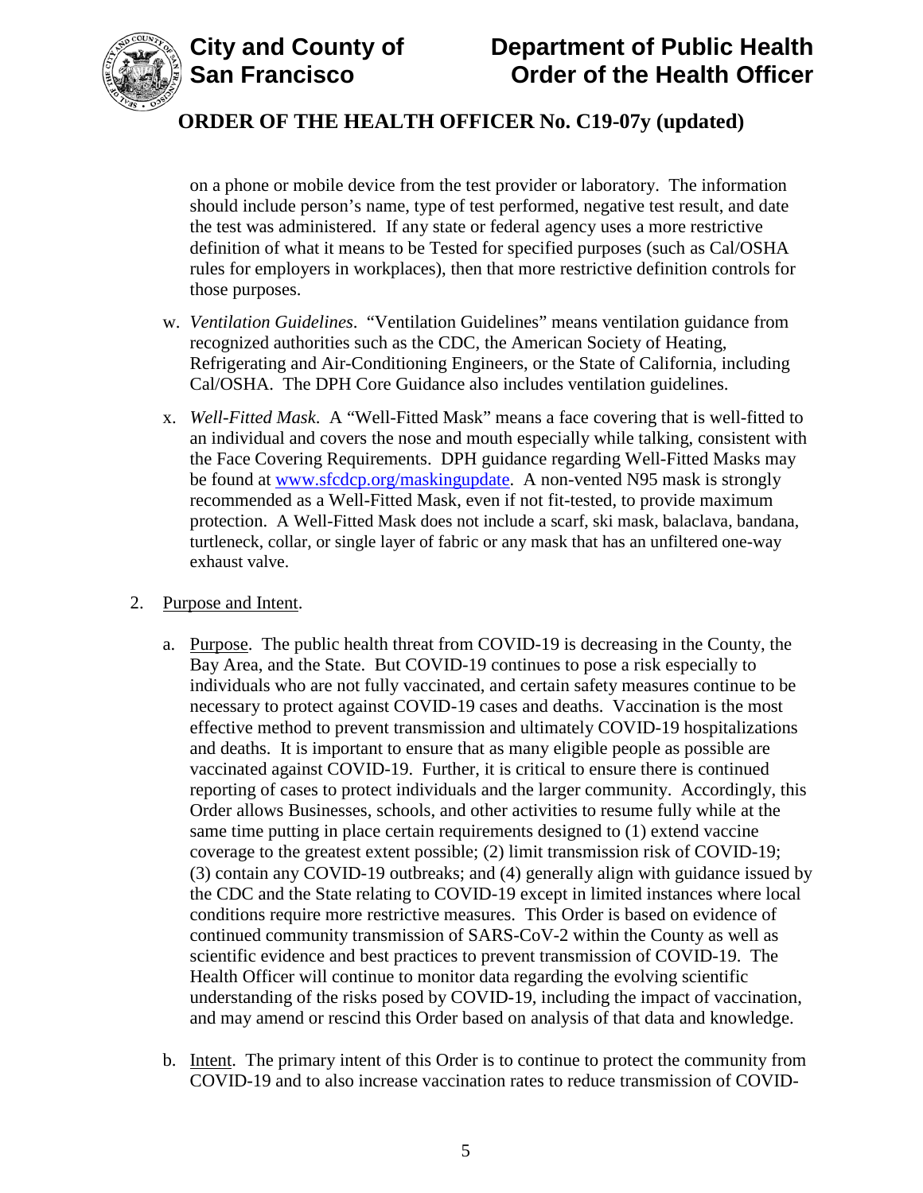on a phone or mobile device from the test provider or laboratory. The information should include person's name, type of test performed, negative test result, and date the test was administered. If any state or federal agency uses a more restrictive definition of what it means to be Tested for specified purposes (such as Cal/OSHA rules for employers in workplaces), then that more restrictive definition controls for those purposes.

w. *Ventilation Guidelines*. "Ventilation Guidelines" means ventilation guidance from recognized authorities such as the CDC, the American Society of Heating, Refrigerating and Air-Conditioning Engineers, or the State of California, including Cal/OSHA. The DPH Core Guidance also includes ventilation guidelines.

x. *Well-Fitted Mask*. A "Well-Fitted Mask" means a face covering that is well-fitted to an individual and covers the nose and mouth especially while talking, consistent with the Face Covering Requirements. DPH guidance regarding Well-Fitted Masks may be found at [www.sfcdcp.org/maskingupdate](http://www.sfcdcp.org/maskingupdate). A non-vented N95 mask is strongly recommended as a Well-Fitted Mask, even if not fit-tested, to provide maximum protection. A Well-Fitted Mask does not include a scarf, ski mask, balaclava, bandana, turtleneck, collar, or single layer of fabric or any mask that has an unfiltered one-way exhaust valve.

2. Purpose and Intent.

a. Purpose. The public health threat from COVID-19 is decreasing in the County, the Bay Area, and the State. But COVID-19 continues to pose a risk especially to individuals who are not fully vaccinated, and certain safety measures continue to be necessary to protect against COVID-19 cases and deaths. Vaccination is the most effective method to prevent transmission and ultimately COVID-19 hospitalizations and deaths. It is important to ensure that as many eligible people as possible are vaccinated against COVID-19. Further, it is critical to ensure there is continued reporting of cases to protect individuals and the larger community. Accordingly, this Order allows Businesses, schools, and other activities to resume fully while at the same time putting in place certain requirements designed to (1) extend vaccine coverage to the greatest extent possible; (2) limit transmission risk of COVID-19; (3) contain any COVID-19 outbreaks; and (4) generally align with guidance issued by the CDC and the State relating to COVID-19 except in limited instances where local conditions require more restrictive measures. This Order is based on evidence of continued community transmission of SARS-CoV-2 within the County as well as scientific evidence and best practices to prevent transmission of COVID-19. The Health Officer will continue to monitor data regarding the evolving scientific understanding of the risks posed by COVID-19, including the impact of vaccination, and may amend or rescind this Order based on analysis of that data and knowledge.

b. Intent. The primary intent of this Order is to continue to protect the community from COVID-19 and to also increase vaccination rates to reduce transmission of COVID-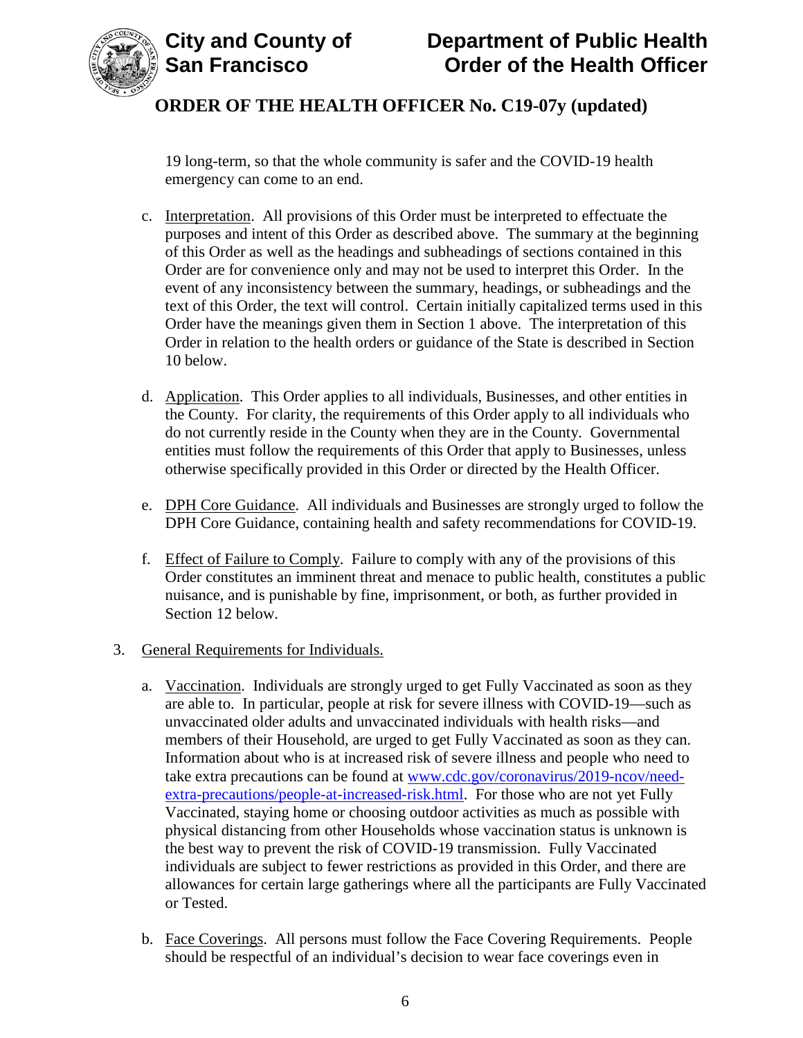19 long-term, so that the whole community is safer and the COVID-19 health emergency can come to an end.

c. Interpretation. All provisions of this Order must be interpreted to effectuate the purposes and intent of this Order as described above. The summary at the beginning of this Order as well as the headings and subheadings of sections contained in this Order are for convenience only and may not be used to interpret this Order. In the event of any inconsistency between the summary, headings, or subheadings and the text of this Order, the text will control. Certain initially capitalized terms used in this Order have the meanings given them in Section 1 above. The interpretation of this Order in relation to the health orders or guidance of the State is described in Section 10 below.

d. Application. This Order applies to all individuals, Businesses, and other entities in the County. For clarity, the requirements of this Order apply to all individuals who do not currently reside in the County when they are in the County. Governmental entities must follow the requirements of this Order that apply to Businesses, unless otherwise specifically provided in this Order or directed by the Health Officer.

e. DPH Core Guidance. All individuals and Businesses are strongly urged to follow the DPH Core Guidance, containing health and safety recommendations for COVID-19.

f. Effect of Failure to Comply. Failure to comply with any of the provisions of this Order constitutes an imminent threat and menace to public health, constitutes a public nuisance, and is punishable by fine, imprisonment, or both, as further provided in Section 12 below.

3. General Requirements for Individuals.

   a. Vaccination. Individuals are strongly urged to get Fully Vaccinated as soon as they are able to. In particular, people at risk for severe illness with COVID-19—such as unvaccinated older adults and unvaccinated individuals with health risks—and members of their Household, are urged to get Fully Vaccinated as soon as they can. Information about who is at increased risk of severe illness and people who need to take extra precautions can be found at [www.cdc.gov/coronavirus/2019-ncov/need-extra-precautions/people-at-increased-risk.html](https://www.cdc.gov/coronavirus/2019-ncov/need-extra-precautions/people-at-increased-risk.html). For those who are not yet Fully Vaccinated, staying home or choosing outdoor activities as much as possible with physical distancing from other Households whose vaccination status is unknown is the best way to prevent the risk of COVID-19 transmission. Fully Vaccinated individuals are subject to fewer restrictions as provided in this Order, and there are allowances for certain large gatherings where all the participants are Fully Vaccinated or Tested.

   b. Face Coverings. All persons must follow the Face Covering Requirements. People should be respectful of an individual's decision to wear face coverings even in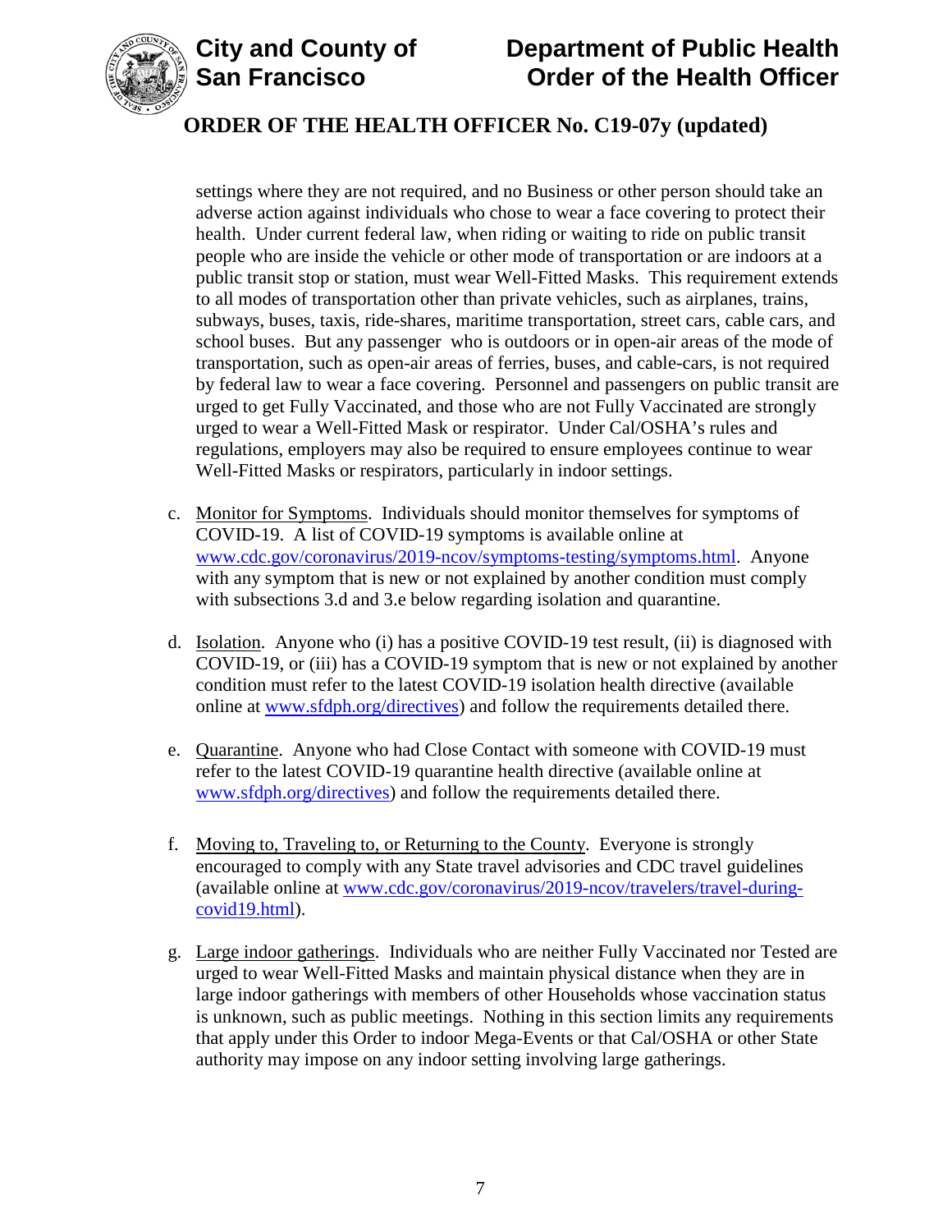settings where they are not required, and no Business or other person should take an adverse action against individuals who chose to wear a face covering to protect their health. Under current federal law, when riding or waiting to ride on public transit people who are inside the vehicle or other mode of transportation or are indoors at a public transit stop or station, must wear Well-Fitted Masks. This requirement extends to all modes of transportation other than private vehicles, such as airplanes, trains, subways, buses, taxis, ride-shares, maritime transportation, street cars, cable cars, and school buses. But any passenger who is outdoors or in open-air areas of the mode of transportation, such as open-air areas of ferries, buses, and cable-cars, is not required by federal law to wear a face covering. Personnel and passengers on public transit are urged to get Fully Vaccinated, and those who are not Fully Vaccinated are strongly urged to wear a Well-Fitted Mask or respirator. Under Cal/OSHA's rules and regulations, employers may also be required to ensure employees continue to wear Well-Fitted Masks or respirators, particularly in indoor settings.

c. Monitor for Symptoms. Individuals should monitor themselves for symptoms of COVID-19. A list of COVID-19 symptoms is available online at [www.cdc.gov/coronavirus/2019-ncov/symptoms-testing/symptoms.html](www.cdc.gov/coronavirus/2019-ncov/symptoms-testing/symptoms.html). Anyone with any symptom that is new or not explained by another condition must comply with subsections 3.d and 3.e below regarding isolation and quarantine.

d. Isolation. Anyone who (i) has a positive COVID-19 test result, (ii) is diagnosed with COVID-19, or (iii) has a COVID-19 symptom that is new or not explained by another condition must refer to the latest COVID-19 isolation health directive (available online at [www.sfdph.org/directives](www.sfdph.org/directives)) and follow the requirements detailed there.

e. Quarantine. Anyone who had Close Contact with someone with COVID-19 must refer to the latest COVID-19 quarantine health directive (available online at [www.sfdph.org/directives](www.sfdph.org/directives)) and follow the requirements detailed there.

f. Moving to, Traveling to, or Returning to the County. Everyone is strongly encouraged to comply with any State travel advisories and CDC travel guidelines (available online at [www.cdc.gov/coronavirus/2019-ncov/travelers/travel-during-covid19.html](www.cdc.gov/coronavirus/2019-ncov/travelers/travel-during-covid19.html)).

g. Large indoor gatherings. Individuals who are neither Fully Vaccinated nor Tested are urged to wear Well-Fitted Masks and maintain physical distance when they are in large indoor gatherings with members of other Households whose vaccination status is unknown, such as public meetings. Nothing in this section limits any requirements that apply under this Order to indoor Mega-Events or that Cal/OSHA or other State authority may impose on any indoor setting involving large gatherings.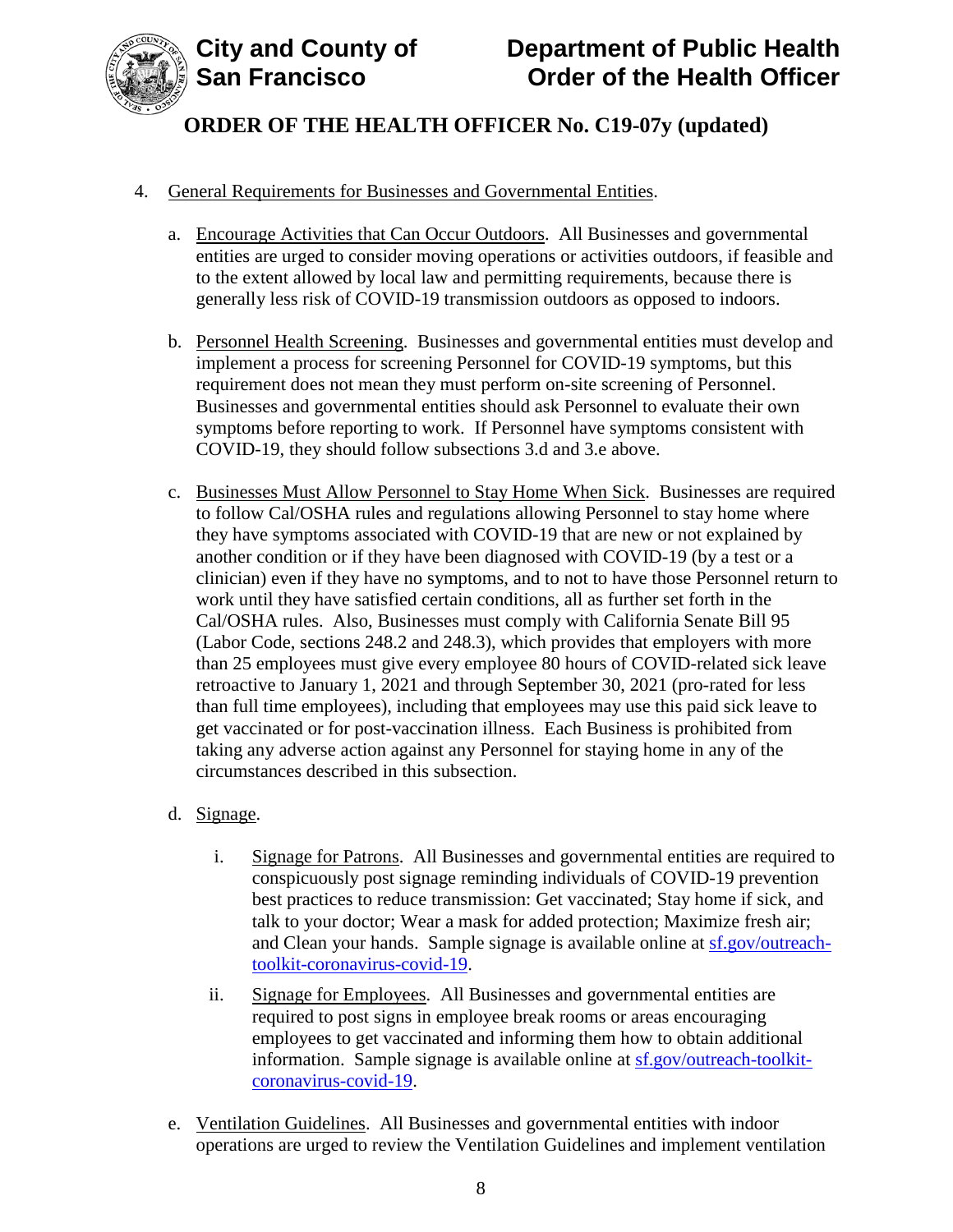4. General Requirements for Businesses and Governmental Entities.

   a. Encourage Activities that Can Occur Outdoors. All Businesses and governmental entities are urged to consider moving operations or activities outdoors, if feasible and to the extent allowed by local law and permitting requirements, because there is generally less risk of COVID-19 transmission outdoors as opposed to indoors.

   b. Personnel Health Screening. Businesses and governmental entities must develop and implement a process for screening Personnel for COVID-19 symptoms, but this requirement does not mean they must perform on-site screening of Personnel. Businesses and governmental entities should ask Personnel to evaluate their own symptoms before reporting to work. If Personnel have symptoms consistent with COVID-19, they should follow subsections 3.d and 3.e above.

   c. Businesses Must Allow Personnel to Stay Home When Sick. Businesses are required to follow Cal/OSHA rules and regulations allowing Personnel to stay home where they have symptoms associated with COVID-19 that are new or not explained by another condition or if they have been diagnosed with COVID-19 (by a test or a clinician) even if they have no symptoms, and to not to have those Personnel return to work until they have satisfied certain conditions, all as further set forth in the Cal/OSHA rules. Also, Businesses must comply with California Senate Bill 95 (Labor Code, sections 248.2 and 248.3), which provides that employers with more than 25 employees must give every employee 80 hours of COVID-related sick leave retroactive to January 1, 2021 and through September 30, 2021 (pro-rated for less than full time employees), including that employees may use this paid sick leave to get vaccinated or for post-vaccination illness. Each Business is prohibited from taking any adverse action against any Personnel for staying home in any of the circumstances described in this subsection.

   d. Signage.

      i. Signage for Patrons. All Businesses and governmental entities are required to conspicuously post signage reminding individuals of COVID-19 prevention best practices to reduce transmission: Get vaccinated; Stay home if sick, and talk to your doctor; Wear a mask for added protection; Maximize fresh air; and Clean your hands. Sample signage is available online at [sf.gov/outreach-toolkit-coronavirus-covid-19](sf.gov/outreach-toolkit-coronavirus-covid-19).

      ii. Signage for Employees. All Businesses and governmental entities are required to post signs in employee break rooms or areas encouraging employees to get vaccinated and informing them how to obtain additional information. Sample signage is available online at [sf.gov/outreach-toolkit-coronavirus-covid-19](sf.gov/outreach-toolkit-coronavirus-covid-19).

   e. Ventilation Guidelines. All Businesses and governmental entities with indoor operations are urged to review the Ventilation Guidelines and implement ventilation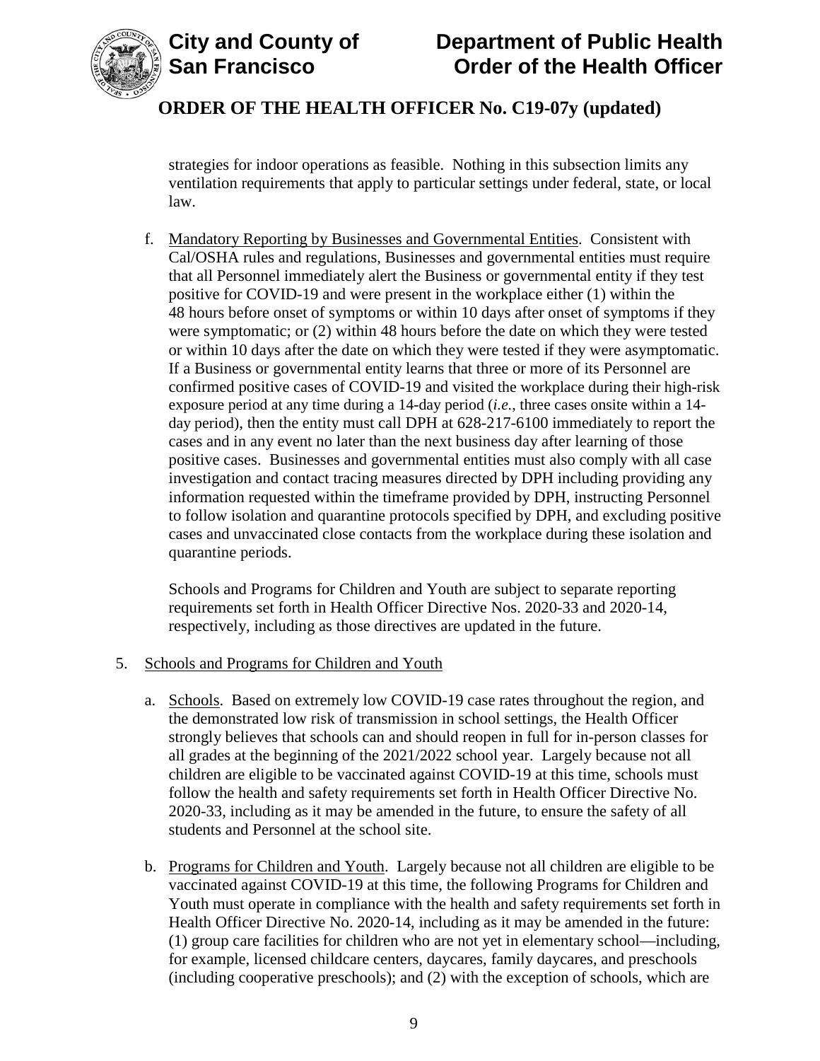strategies for indoor operations as feasible. Nothing in this subsection limits any ventilation requirements that apply to particular settings under federal, state, or local law.

f. Mandatory Reporting by Businesses and Governmental Entities. Consistent with Cal/OSHA rules and regulations, Businesses and governmental entities must require that all Personnel immediately alert the Business or governmental entity if they test positive for COVID-19 and were present in the workplace either (1) within the 48 hours before onset of symptoms or within 10 days after onset of symptoms if they were symptomatic; or (2) within 48 hours before the date on which they were tested or within 10 days after the date on which they were tested if they were asymptomatic. If a Business or governmental entity learns that three or more of its Personnel are confirmed positive cases of COVID-19 and visited the workplace during their high-risk exposure period at any time during a 14-day period (*i.e.*, three cases onsite within a 14-day period), then the entity must call DPH at 628-217-6100 immediately to report the cases and in any event no later than the next business day after learning of those positive cases. Businesses and governmental entities must also comply with all case investigation and contact tracing measures directed by DPH including providing any information requested within the timeframe provided by DPH, instructing Personnel to follow isolation and quarantine protocols specified by DPH, and excluding positive cases and unvaccinated close contacts from the workplace during these isolation and quarantine periods.

   Schools and Programs for Children and Youth are subject to separate reporting requirements set forth in Health Officer Directive Nos. 2020-33 and 2020-14, respectively, including as those directives are updated in the future.

5. Schools and Programs for Children and Youth

   a. Schools. Based on extremely low COVID-19 case rates throughout the region, and the demonstrated low risk of transmission in school settings, the Health Officer strongly believes that schools can and should reopen in full for in-person classes for all grades at the beginning of the 2021/2022 school year. Largely because not all children are eligible to be vaccinated against COVID-19 at this time, schools must follow the health and safety requirements set forth in Health Officer Directive No. 2020-33, including as it may be amended in the future, to ensure the safety of all students and Personnel at the school site.

   b. Programs for Children and Youth. Largely because not all children are eligible to be vaccinated against COVID-19 at this time, the following Programs for Children and Youth must operate in compliance with the health and safety requirements set forth in Health Officer Directive No. 2020-14, including as it may be amended in the future: (1) group care facilities for children who are not yet in elementary school—including, for example, licensed childcare centers, daycares, family daycares, and preschools (including cooperative preschools); and (2) with the exception of schools, which are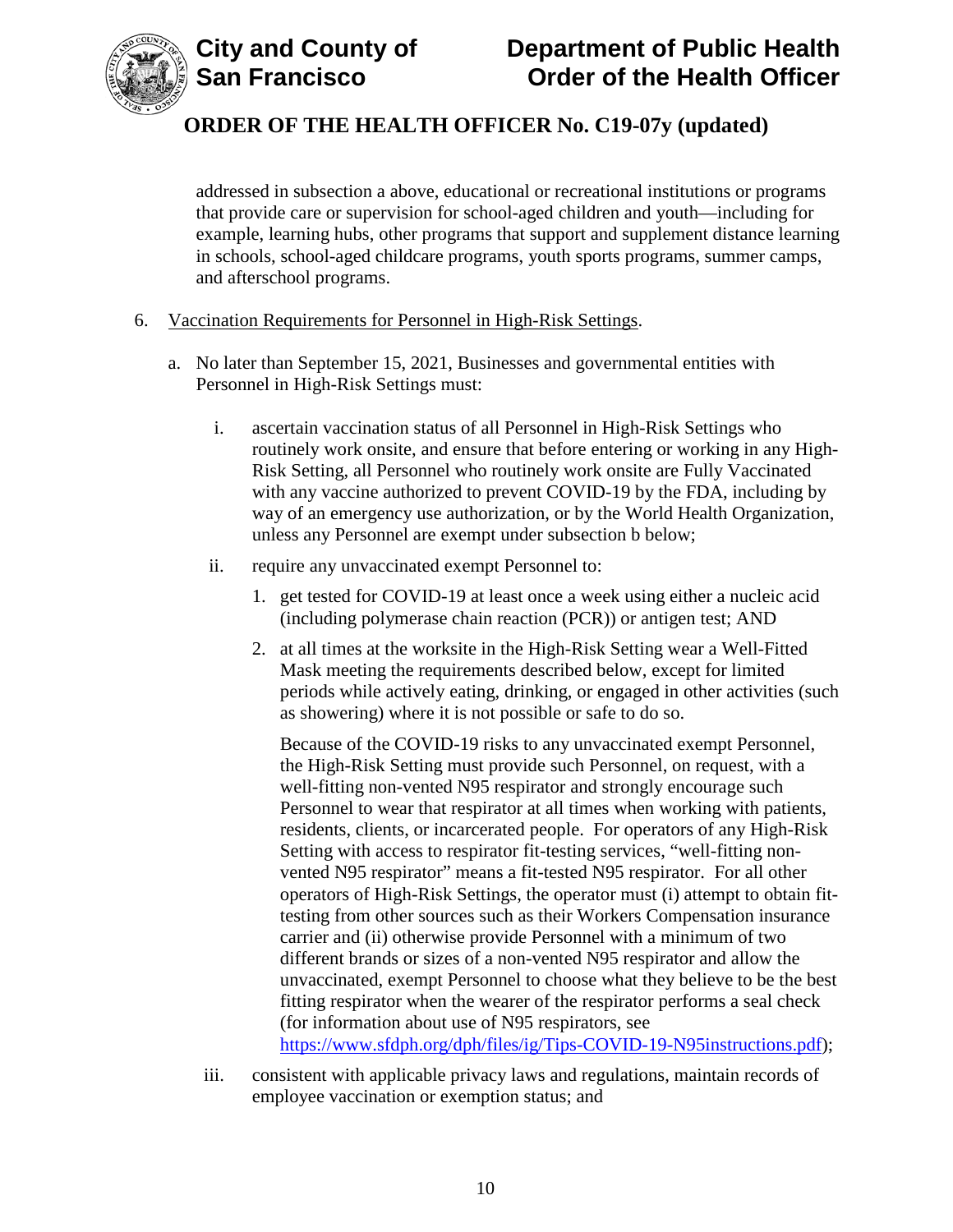addressed in subsection a above, educational or recreational institutions or programs that provide care or supervision for school-aged children and youth—including for example, learning hubs, other programs that support and supplement distance learning in schools, school-aged childcare programs, youth sports programs, summer camps, and afterschool programs.

6. Vaccination Requirements for Personnel in High-Risk Settings.

   a. No later than September 15, 2021, Businesses and governmental entities with Personnel in High-Risk Settings must:

      i. ascertain vaccination status of all Personnel in High-Risk Settings who routinely work onsite, and ensure that before entering or working in any High-Risk Setting, all Personnel who routinely work onsite are Fully Vaccinated with any vaccine authorized to prevent COVID-19 by the FDA, including by way of an emergency use authorization, or by the World Health Organization, unless any Personnel are exempt under subsection b below;

      ii. require any unvaccinated exempt Personnel to:

         1. get tested for COVID-19 at least once a week using either a nucleic acid (including polymerase chain reaction (PCR)) or antigen test; AND

         2. at all times at the worksite in the High-Risk Setting wear a Well-Fitted Mask meeting the requirements described below, except for limited periods while actively eating, drinking, or engaged in other activities (such as showering) where it is not possible or safe to do so.

         Because of the COVID-19 risks to any unvaccinated exempt Personnel, the High-Risk Setting must provide such Personnel, on request, with a well-fitting non-vented N95 respirator and strongly encourage such Personnel to wear that respirator at all times when working with patients, residents, clients, or incarcerated people. For operators of any High-Risk Setting with access to respirator fit-testing services, "well-fitting non-vented N95 respirator" means a fit-tested N95 respirator. For all other operators of High-Risk Settings, the operator must (i) attempt to obtain fit-testing from other sources such as their Workers Compensation insurance carrier and (ii) otherwise provide Personnel with a minimum of two different brands or sizes of a non-vented N95 respirator and allow the unvaccinated, exempt Personnel to choose what they believe to be the best fitting respirator when the wearer of the respirator performs a seal check (for information about use of N95 respirators, see https://www.sfdph.org/dph/files/ig/Tips-COVID-19-N95instructions.pdf);

      iii. consistent with applicable privacy laws and regulations, maintain records of employee vaccination or exemption status; and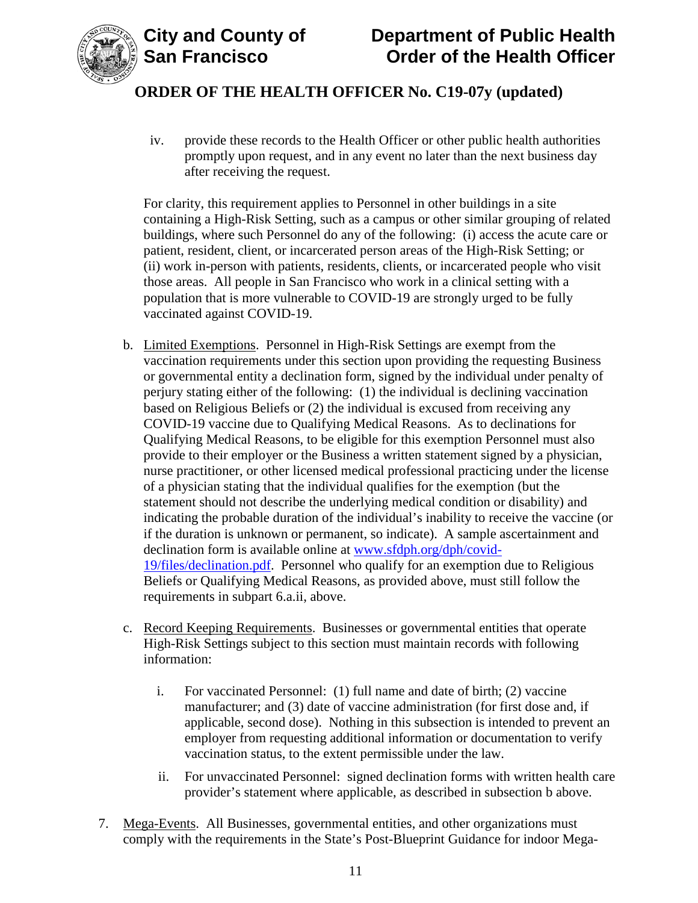iv. provide these records to the Health Officer or other public health authorities promptly upon request, and in any event no later than the next business day after receiving the request.

For clarity, this requirement applies to Personnel in other buildings in a site containing a High-Risk Setting, such as a campus or other similar grouping of related buildings, where such Personnel do any of the following: (i) access the acute care or patient, resident, client, or incarcerated person areas of the High-Risk Setting; or (ii) work in-person with patients, residents, clients, or incarcerated people who visit those areas. All people in San Francisco who work in a clinical setting with a population that is more vulnerable to COVID-19 are strongly urged to be fully vaccinated against COVID-19.

b. Limited Exemptions. Personnel in High-Risk Settings are exempt from the vaccination requirements under this section upon providing the requesting Business or governmental entity a declination form, signed by the individual under penalty of perjury stating either of the following: (1) the individual is declining vaccination based on Religious Beliefs or (2) the individual is excused from receiving any COVID-19 vaccine due to Qualifying Medical Reasons. As to declinations for Qualifying Medical Reasons, to be eligible for this exemption Personnel must also provide to their employer or the Business a written statement signed by a physician, nurse practitioner, or other licensed medical professional practicing under the license of a physician stating that the individual qualifies for the exemption (but the statement should not describe the underlying medical condition or disability) and indicating the probable duration of the individual's inability to receive the vaccine (or if the duration is unknown or permanent, so indicate). A sample ascertainment and declination form is available online at [www.sfdph.org/dph/covid-19/files/declination.pdf](www.sfdph.org/dph/covid-19/files/declination.pdf). Personnel who qualify for an exemption due to Religious Beliefs or Qualifying Medical Reasons, as provided above, must still follow the requirements in subpart 6.a.ii, above.

c. Record Keeping Requirements. Businesses or governmental entities that operate High-Risk Settings subject to this section must maintain records with following information:

   i. For vaccinated Personnel: (1) full name and date of birth; (2) vaccine manufacturer; and (3) date of vaccine administration (for first dose and, if applicable, second dose). Nothing in this subsection is intended to prevent an employer from requesting additional information or documentation to verify vaccination status, to the extent permissible under the law.

   ii. For unvaccinated Personnel: signed declination forms with written health care provider's statement where applicable, as described in subsection b above.

7. Mega-Events. All Businesses, governmental entities, and other organizations must comply with the requirements in the State's Post-Blueprint Guidance for indoor Mega-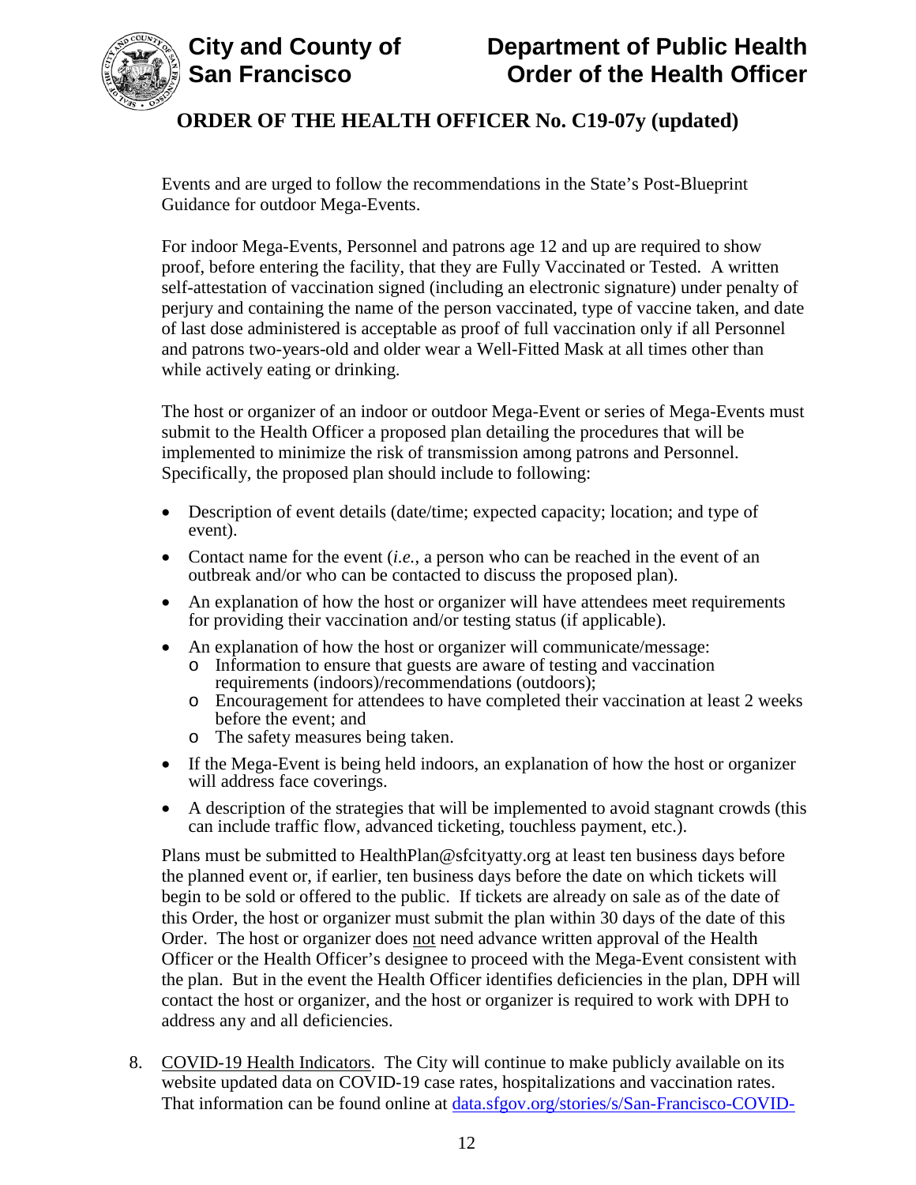Events and are urged to follow the recommendations in the State's Post-Blueprint Guidance for outdoor Mega-Events.

For indoor Mega-Events, Personnel and patrons age 12 and up are required to show proof, before entering the facility, that they are Fully Vaccinated or Tested. A written self-attestation of vaccination signed (including an electronic signature) under penalty of perjury and containing the name of the person vaccinated, type of vaccine taken, and date of last dose administered is acceptable as proof of full vaccination only if all Personnel and patrons two-years-old and older wear a Well-Fitted Mask at all times other than while actively eating or drinking.

The host or organizer of an indoor or outdoor Mega-Event or series of Mega-Events must submit to the Health Officer a proposed plan detailing the procedures that will be implemented to minimize the risk of transmission among patrons and Personnel. Specifically, the proposed plan should include to following:

- Description of event details (date/time; expected capacity; location; and type of event).
- Contact name for the event (*i.e.*, a person who can be reached in the event of an outbreak and/or who can be contacted to discuss the proposed plan).
- An explanation of how the host or organizer will have attendees meet requirements for providing their vaccination and/or testing status (if applicable).
- An explanation of how the host or organizer will communicate/message:
  - Information to ensure that guests are aware of testing and vaccination requirements (indoors)/recommendations (outdoors);
  - Encouragement for attendees to have completed their vaccination at least 2 weeks before the event; and
  - The safety measures being taken.
- If the Mega-Event is being held indoors, an explanation of how the host or organizer will address face coverings.
- A description of the strategies that will be implemented to avoid stagnant crowds (this can include traffic flow, advanced ticketing, touchless payment, etc.).

Plans must be submitted to HealthPlan@sfcityatty.org at least ten business days before the planned event or, if earlier, ten business days before the date on which tickets will begin to be sold or offered to the public. If tickets are already on sale as of the date of this Order, the host or organizer must submit the plan within 30 days of the date of this Order. The host or organizer does not need advance written approval of the Health Officer or the Health Officer's designee to proceed with the Mega-Event consistent with the plan. But in the event the Health Officer identifies deficiencies in the plan, DPH will contact the host or organizer, and the host or organizer is required to work with DPH to address any and all deficiencies.

8. COVID-19 Health Indicators. The City will continue to make publicly available on its website updated data on COVID-19 case rates, hospitalizations and vaccination rates. That information can be found online at data.sfgov.org/stories/s/San-Francisco-COVID-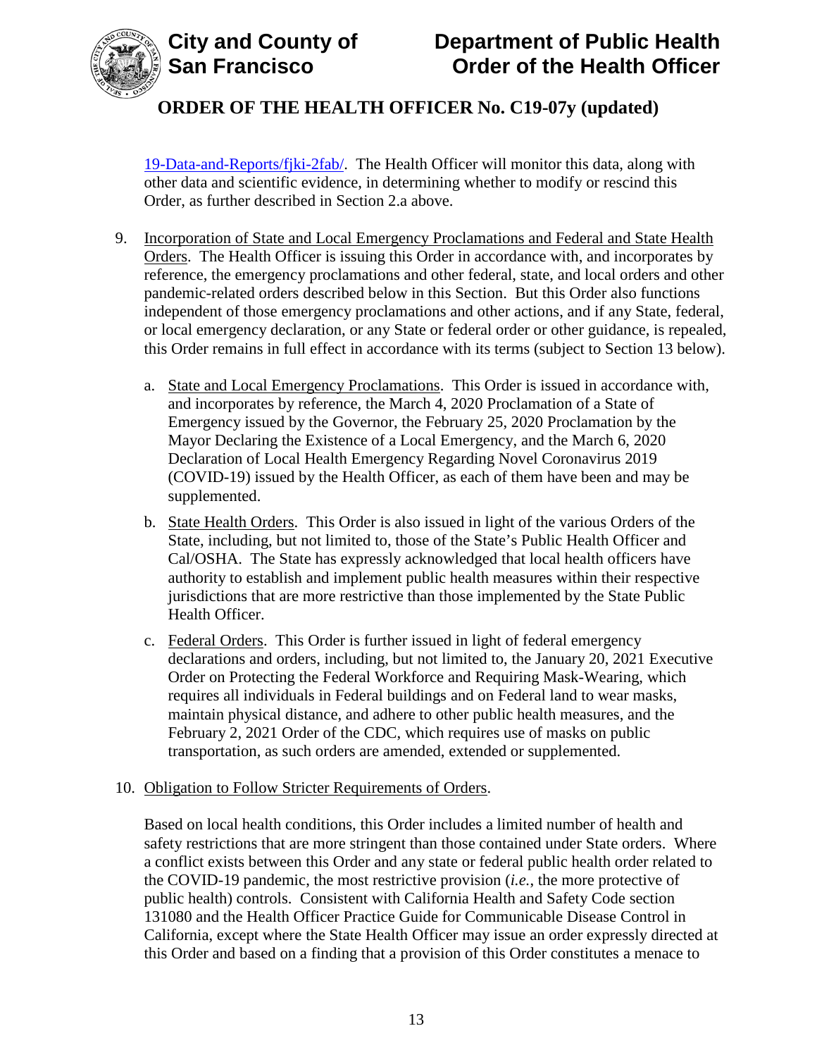19-Data-and-Reports/fjki-2fab/. The Health Officer will monitor this data, along with other data and scientific evidence, in determining whether to modify or rescind this Order, as further described in Section 2.a above.

9. Incorporation of State and Local Emergency Proclamations and Federal and State Health Orders. The Health Officer is issuing this Order in accordance with, and incorporates by reference, the emergency proclamations and other federal, state, and local orders and other pandemic-related orders described below in this Section. But this Order also functions independent of those emergency proclamations and other actions, and if any State, federal, or local emergency declaration, or any State or federal order or other guidance, is repealed, this Order remains in full effect in accordance with its terms (subject to Section 13 below).

   a. State and Local Emergency Proclamations. This Order is issued in accordance with, and incorporates by reference, the March 4, 2020 Proclamation of a State of Emergency issued by the Governor, the February 25, 2020 Proclamation by the Mayor Declaring the Existence of a Local Emergency, and the March 6, 2020 Declaration of Local Health Emergency Regarding Novel Coronavirus 2019 (COVID-19) issued by the Health Officer, as each of them have been and may be supplemented.

   b. State Health Orders. This Order is also issued in light of the various Orders of the State, including, but not limited to, those of the State's Public Health Officer and Cal/OSHA. The State has expressly acknowledged that local health officers have authority to establish and implement public health measures within their respective jurisdictions that are more restrictive than those implemented by the State Public Health Officer.

   c. Federal Orders. This Order is further issued in light of federal emergency declarations and orders, including, but not limited to, the January 20, 2021 Executive Order on Protecting the Federal Workforce and Requiring Mask-Wearing, which requires all individuals in Federal buildings and on Federal land to wear masks, maintain physical distance, and adhere to other public health measures, and the February 2, 2021 Order of the CDC, which requires use of masks on public transportation, as such orders are amended, extended or supplemented.

10. Obligation to Follow Stricter Requirements of Orders.

    Based on local health conditions, this Order includes a limited number of health and safety restrictions that are more stringent than those contained under State orders. Where a conflict exists between this Order and any state or federal public health order related to the COVID-19 pandemic, the most restrictive provision (*i.e.*, the more protective of public health) controls. Consistent with California Health and Safety Code section 131080 and the Health Officer Practice Guide for Communicable Disease Control in California, except where the State Health Officer may issue an order expressly directed at this Order and based on a finding that a provision of this Order constitutes a menace to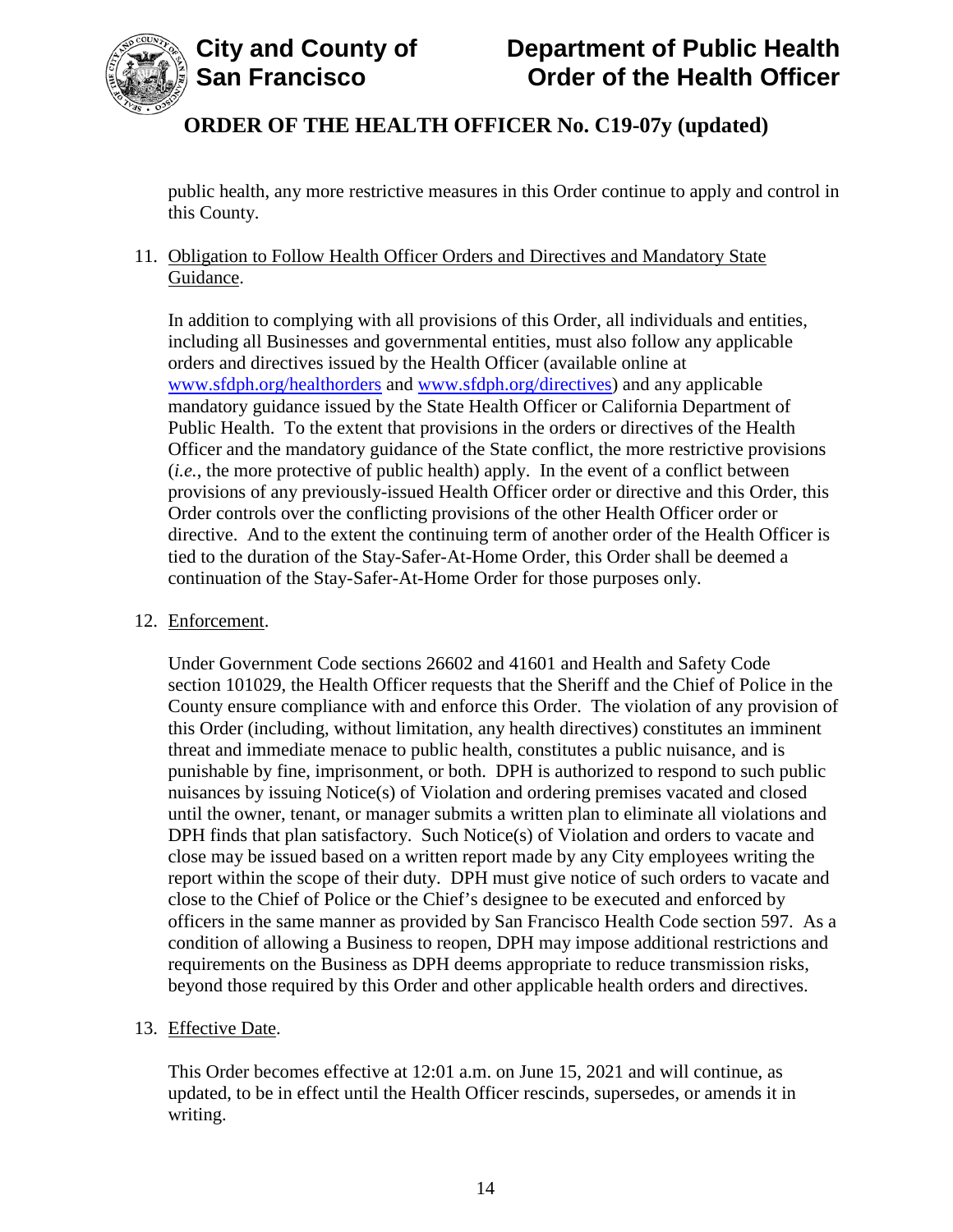public health, any more restrictive measures in this Order continue to apply and control in this County.

11. Obligation to Follow Health Officer Orders and Directives and Mandatory State Guidance.

    In addition to complying with all provisions of this Order, all individuals and entities, including all Businesses and governmental entities, must also follow any applicable orders and directives issued by the Health Officer (available online at www.sfdph.org/healthorders and www.sfdph.org/directives) and any applicable mandatory guidance issued by the State Health Officer or California Department of Public Health. To the extent that provisions in the orders or directives of the Health Officer and the mandatory guidance of the State conflict, the more restrictive provisions (*i.e.*, the more protective of public health) apply. In the event of a conflict between provisions of any previously-issued Health Officer order or directive and this Order, this Order controls over the conflicting provisions of the other Health Officer order or directive. And to the extent the continuing term of another order of the Health Officer is tied to the duration of the Stay-Safer-At-Home Order, this Order shall be deemed a continuation of the Stay-Safer-At-Home Order for those purposes only.

12. Enforcement.

    Under Government Code sections 26602 and 41601 and Health and Safety Code section 101029, the Health Officer requests that the Sheriff and the Chief of Police in the County ensure compliance with and enforce this Order. The violation of any provision of this Order (including, without limitation, any health directives) constitutes an imminent threat and immediate menace to public health, constitutes a public nuisance, and is punishable by fine, imprisonment, or both. DPH is authorized to respond to such public nuisances by issuing Notice(s) of Violation and ordering premises vacated and closed until the owner, tenant, or manager submits a written plan to eliminate all violations and DPH finds that plan satisfactory. Such Notice(s) of Violation and orders to vacate and close may be issued based on a written report made by any City employees writing the report within the scope of their duty. DPH must give notice of such orders to vacate and close to the Chief of Police or the Chief's designee to be executed and enforced by officers in the same manner as provided by San Francisco Health Code section 597. As a condition of allowing a Business to reopen, DPH may impose additional restrictions and requirements on the Business as DPH deems appropriate to reduce transmission risks, beyond those required by this Order and other applicable health orders and directives.

13. Effective Date.

    This Order becomes effective at 12:01 a.m. on June 15, 2021 and will continue, as updated, to be in effect until the Health Officer rescinds, supersedes, or amends it in writing.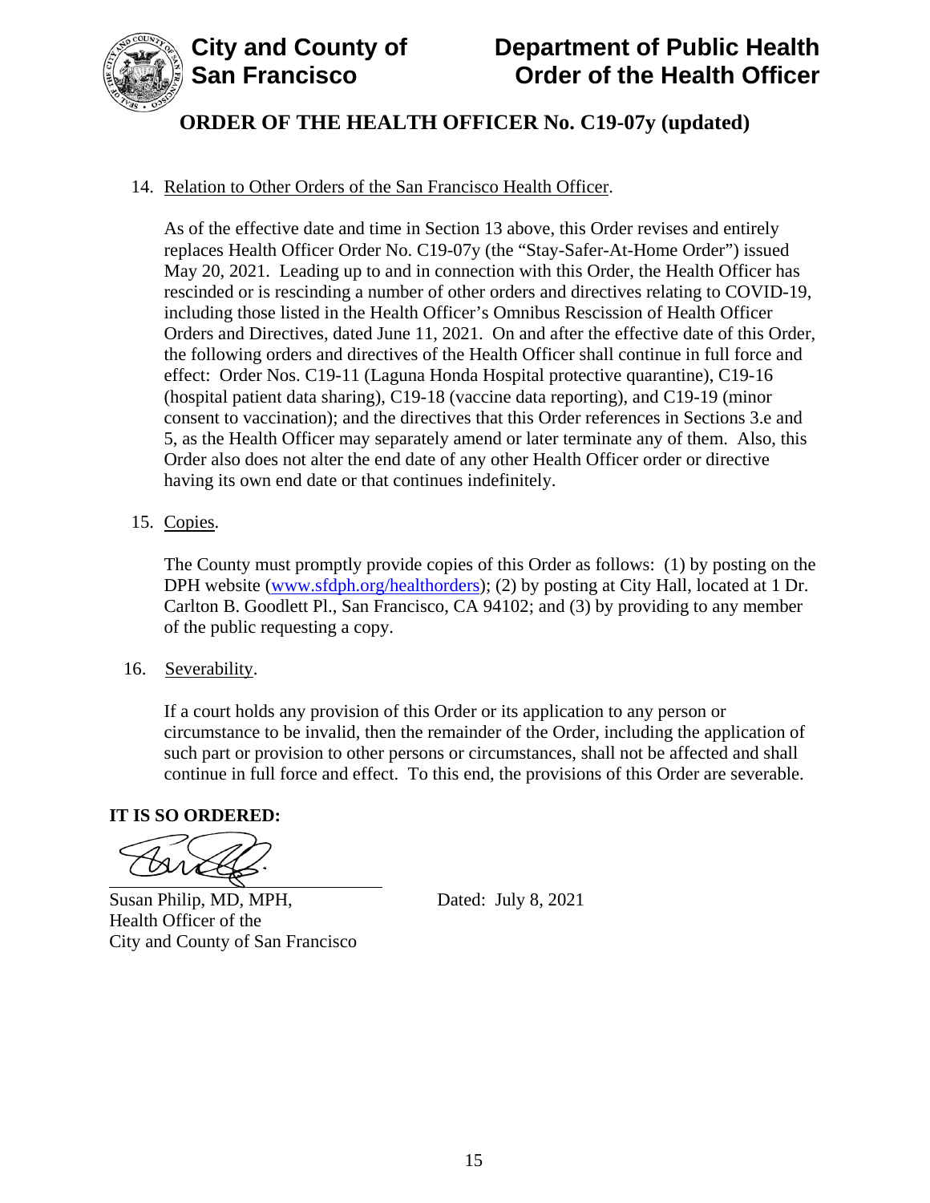14. Relation to Other Orders of the San Francisco Health Officer.

    As of the effective date and time in Section 13 above, this Order revises and entirely replaces Health Officer Order No. C19-07y (the "Stay-Safer-At-Home Order") issued May 20, 2021. Leading up to and in connection with this Order, the Health Officer has rescinded or is rescinding a number of other orders and directives relating to COVID-19, including those listed in the Health Officer's Omnibus Rescission of Health Officer Orders and Directives, dated June 11, 2021. On and after the effective date of this Order, the following orders and directives of the Health Officer shall continue in full force and effect: Order Nos. C19-11 (Laguna Honda Hospital protective quarantine), C19-16 (hospital patient data sharing), C19-18 (vaccine data reporting), and C19-19 (minor consent to vaccination); and the directives that this Order references in Sections 3.e and 5, as the Health Officer may separately amend or later terminate any of them. Also, this Order also does not alter the end date of any other Health Officer order or directive having its own end date or that continues indefinitely.

15. Copies.

    The County must promptly provide copies of this Order as follows: (1) by posting on the DPH website (www.sfdph.org/healthorders); (2) by posting at City Hall, located at 1 Dr. Carlton B. Goodlett Pl., San Francisco, CA 94102; and (3) by providing to any member of the public requesting a copy.

16. Severability.

    If a court holds any provision of this Order or its application to any person or circumstance to be invalid, then the remainder of the Order, including the application of such part or provision to other persons or circumstances, shall not be affected and shall continue in full force and effect. To this end, the provisions of this Order are severable.

**IT IS SO ORDERED:**

Susan Philip, MD, MPH,
Health Officer of the
City and County of San Francisco

Dated: July 8, 2021